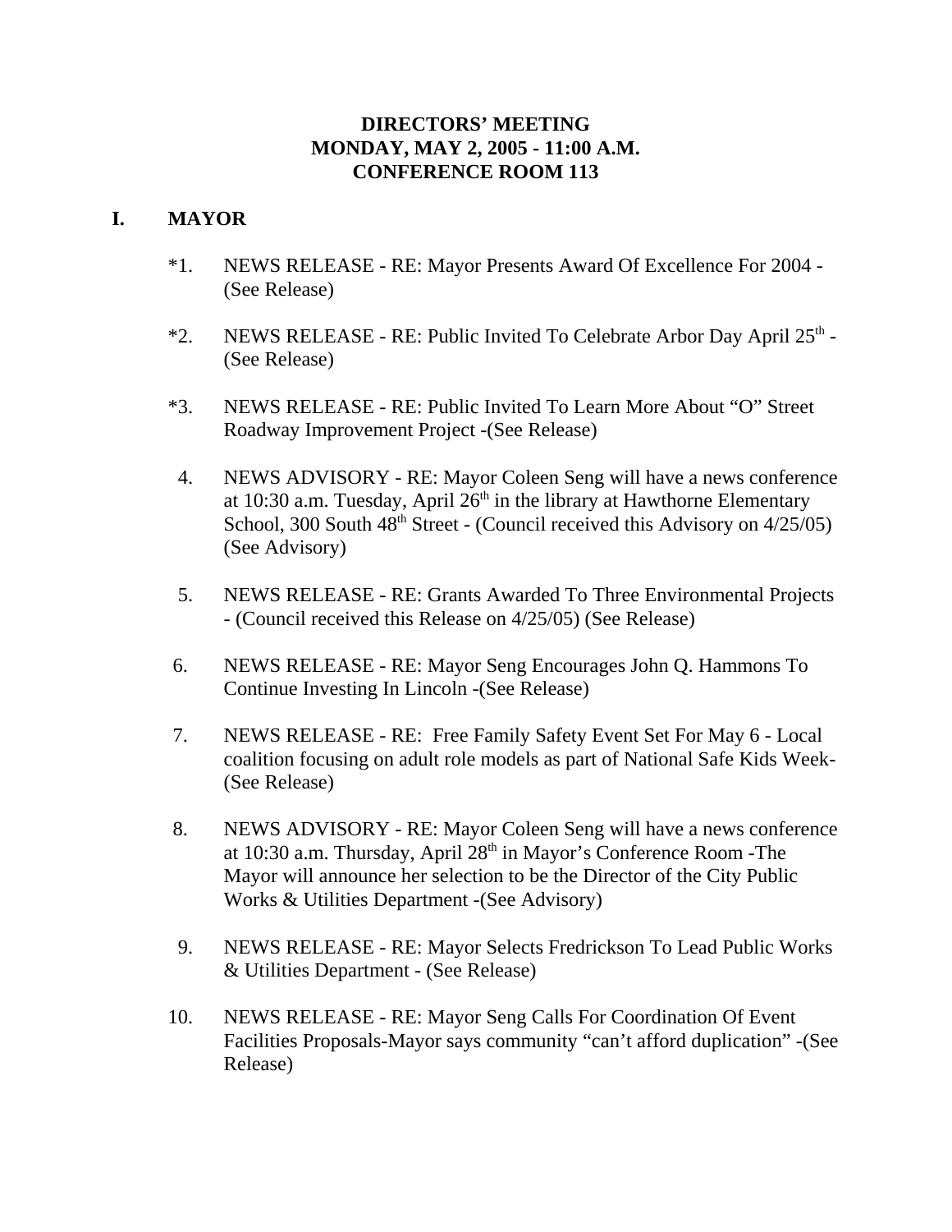# DIRECTORS' MEETING
# MONDAY, MAY 2, 2005 - 11:00 A.M.
# CONFERENCE ROOM 113

## I. MAYOR

*1. NEWS RELEASE - RE: Mayor Presents Award Of Excellence For 2004 - (See Release)

*2. NEWS RELEASE - RE: Public Invited To Celebrate Arbor Day April 25th - (See Release)

*3. NEWS RELEASE - RE: Public Invited To Learn More About "O" Street Roadway Improvement Project -(See Release)

4. NEWS ADVISORY - RE: Mayor Coleen Seng will have a news conference at 10:30 a.m. Tuesday, April 26th in the library at Hawthorne Elementary School, 300 South 48th Street - (Council received this Advisory on 4/25/05) (See Advisory)

5. NEWS RELEASE - RE: Grants Awarded To Three Environmental Projects - (Council received this Release on 4/25/05) (See Release)

6. NEWS RELEASE - RE: Mayor Seng Encourages John Q. Hammons To Continue Investing In Lincoln -(See Release)

7. NEWS RELEASE - RE: Free Family Safety Event Set For May 6 - Local coalition focusing on adult role models as part of National Safe Kids Week- (See Release)

8. NEWS ADVISORY - RE: Mayor Coleen Seng will have a news conference at 10:30 a.m. Thursday, April 28th in Mayor's Conference Room -The Mayor will announce her selection to be the Director of the City Public Works & Utilities Department -(See Advisory)

9. NEWS RELEASE - RE: Mayor Selects Fredrickson To Lead Public Works & Utilities Department - (See Release)

10. NEWS RELEASE - RE: Mayor Seng Calls For Coordination Of Event Facilities Proposals-Mayor says community "can't afford duplication" -(See Release)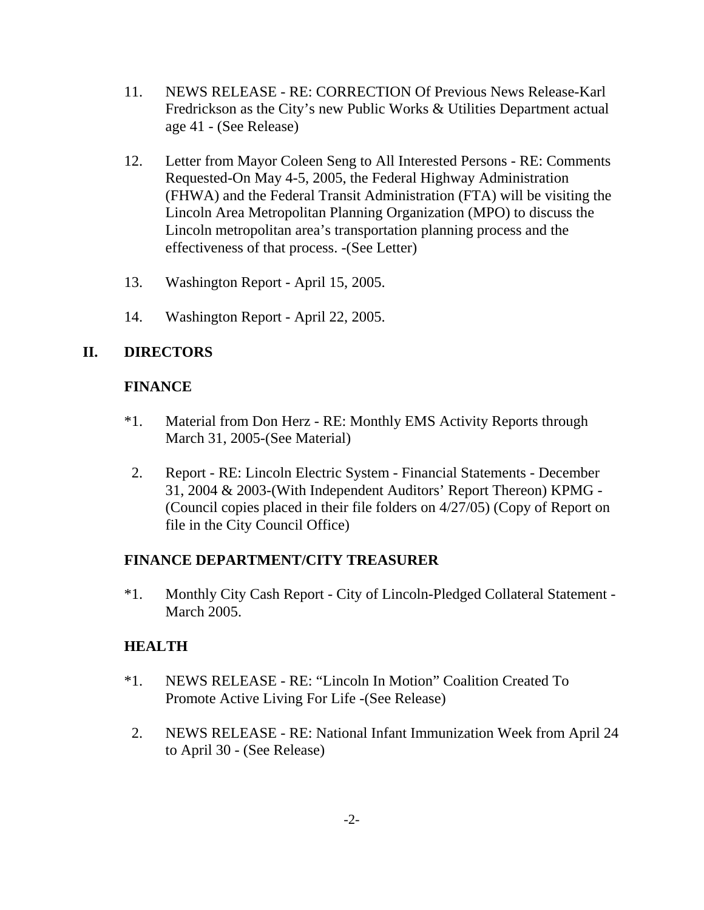11. NEWS RELEASE - RE: CORRECTION Of Previous News Release-Karl Fredrickson as the City's new Public Works & Utilities Department actual age 41 - (See Release)

12. Letter from Mayor Coleen Seng to All Interested Persons - RE: Comments Requested-On May 4-5, 2005, the Federal Highway Administration (FHWA) and the Federal Transit Administration (FTA) will be visiting the Lincoln Area Metropolitan Planning Organization (MPO) to discuss the Lincoln metropolitan area's transportation planning process and the effectiveness of that process. -(See Letter)

13. Washington Report - April 15, 2005.

14. Washington Report - April 22, 2005.

## II. DIRECTORS

### FINANCE

*1. Material from Don Herz - RE: Monthly EMS Activity Reports through March 31, 2005-(See Material)

2. Report - RE: Lincoln Electric System - Financial Statements - December 31, 2004 & 2003-(With Independent Auditors' Report Thereon) KPMG - (Council copies placed in their file folders on 4/27/05) (Copy of Report on file in the City Council Office)

### FINANCE DEPARTMENT/CITY TREASURER

*1. Monthly City Cash Report - City of Lincoln-Pledged Collateral Statement - March 2005.

### HEALTH

*1. NEWS RELEASE - RE: "Lincoln In Motion" Coalition Created To Promote Active Living For Life -(See Release)

2. NEWS RELEASE - RE: National Infant Immunization Week from April 24 to April 30 - (See Release)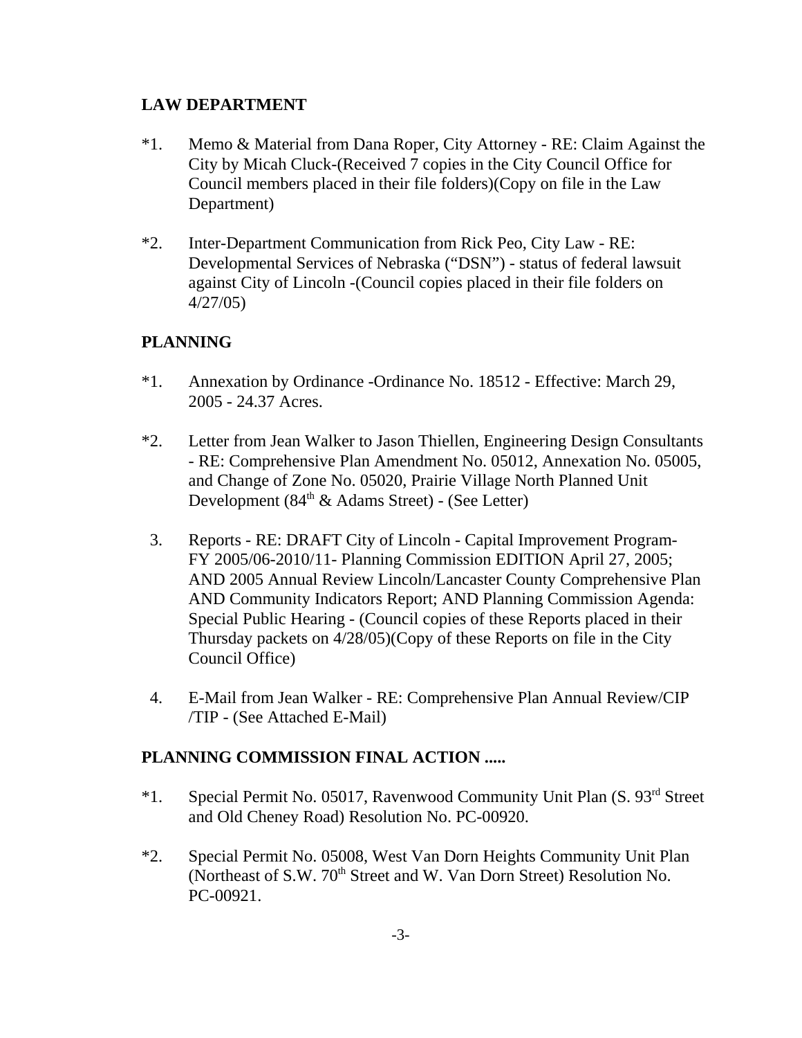## LAW DEPARTMENT

*1. Memo & Material from Dana Roper, City Attorney - RE: Claim Against the City by Micah Cluck-(Received 7 copies in the City Council Office for Council members placed in their file folders)(Copy on file in the Law Department)

*2. Inter-Department Communication from Rick Peo, City Law - RE: Developmental Services of Nebraska ("DSN") - status of federal lawsuit against City of Lincoln -(Council copies placed in their file folders on 4/27/05)

## PLANNING

*1. Annexation by Ordinance -Ordinance No. 18512 - Effective: March 29, 2005 - 24.37 Acres.

*2. Letter from Jean Walker to Jason Thiellen, Engineering Design Consultants - RE: Comprehensive Plan Amendment No. 05012, Annexation No. 05005, and Change of Zone No. 05020, Prairie Village North Planned Unit Development (84th & Adams Street) - (See Letter)

3. Reports - RE: DRAFT City of Lincoln - Capital Improvement Program- FY 2005/06-2010/11- Planning Commission EDITION April 27, 2005; AND 2005 Annual Review Lincoln/Lancaster County Comprehensive Plan AND Community Indicators Report; AND Planning Commission Agenda: Special Public Hearing - (Council copies of these Reports placed in their Thursday packets on 4/28/05)(Copy of these Reports on file in the City Council Office)

4. E-Mail from Jean Walker - RE: Comprehensive Plan Annual Review/CIP /TIP - (See Attached E-Mail)

## PLANNING COMMISSION FINAL ACTION .....

*1. Special Permit No. 05017, Ravenwood Community Unit Plan (S. 93rd Street and Old Cheney Road) Resolution No. PC-00920.

*2. Special Permit No. 05008, West Van Dorn Heights Community Unit Plan (Northeast of S.W. 70th Street and W. Van Dorn Street) Resolution No. PC-00921.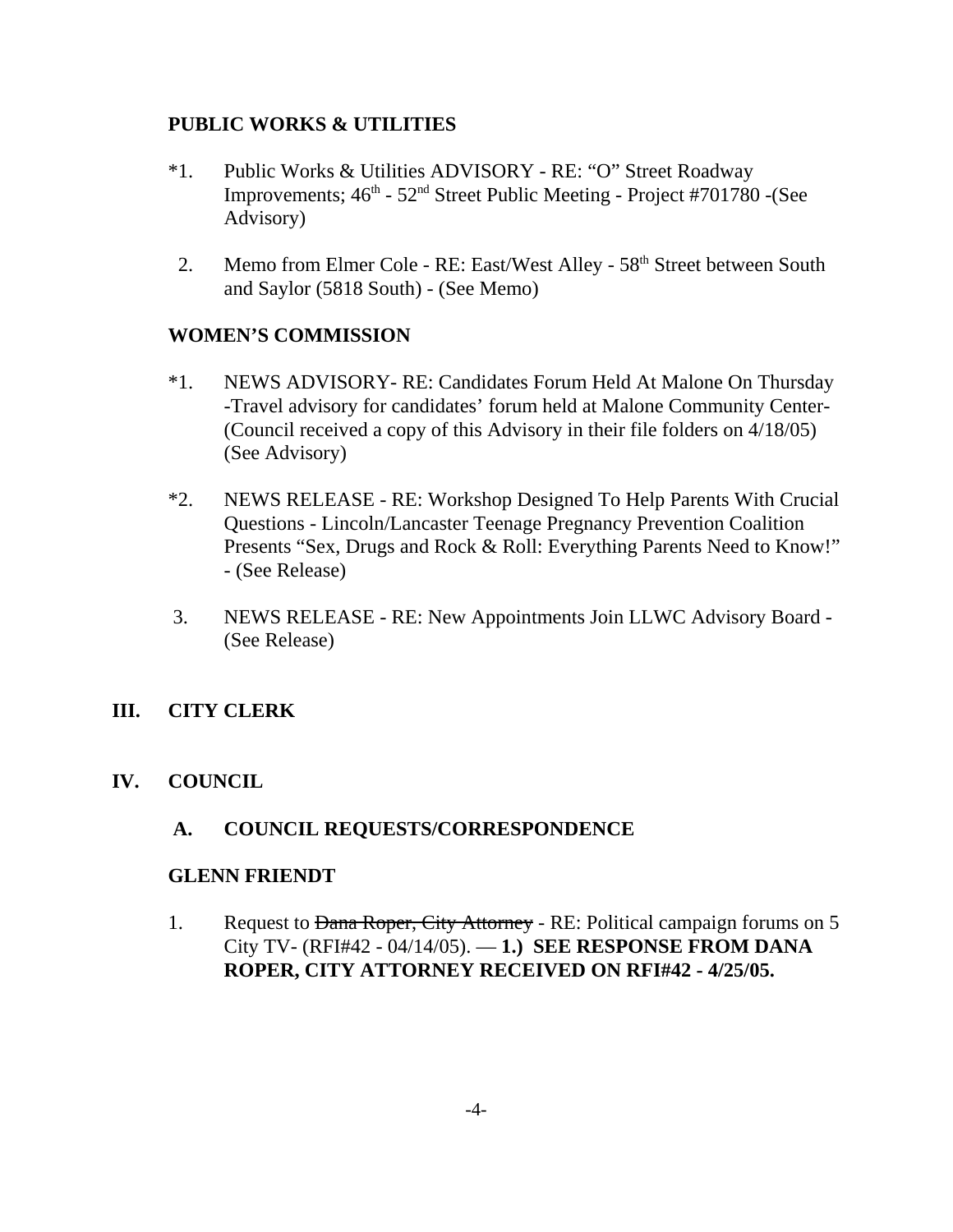**PUBLIC WORKS & UTILITIES**

*1. Public Works & Utilities ADVISORY - RE: "O" Street Roadway Improvements; 46th - 52nd Street Public Meeting - Project #701780 -(See Advisory)

2. Memo from Elmer Cole - RE: East/West Alley - 58th Street between South and Saylor (5818 South) - (See Memo)

**WOMEN'S COMMISSION**

*1. NEWS ADVISORY- RE: Candidates Forum Held At Malone On Thursday -Travel advisory for candidates' forum held at Malone Community Center- (Council received a copy of this Advisory in their file folders on 4/18/05) (See Advisory)

*2. NEWS RELEASE - RE: Workshop Designed To Help Parents With Crucial Questions - Lincoln/Lancaster Teenage Pregnancy Prevention Coalition Presents "Sex, Drugs and Rock & Roll: Everything Parents Need to Know!" - (See Release)

3. NEWS RELEASE - RE: New Appointments Join LLWC Advisory Board - (See Release)

## III. CITY CLERK

## IV. COUNCIL

### A. COUNCIL REQUESTS/CORRESPONDENCE

**GLENN FRIENDT**

1. Request to ~~Dana Roper, City Attorney~~ - RE: Political campaign forums on 5 City TV- (RFI#42 - 04/14/05). — **1.) SEE RESPONSE FROM DANA ROPER, CITY ATTORNEY RECEIVED ON RFI#42 - 4/25/05.**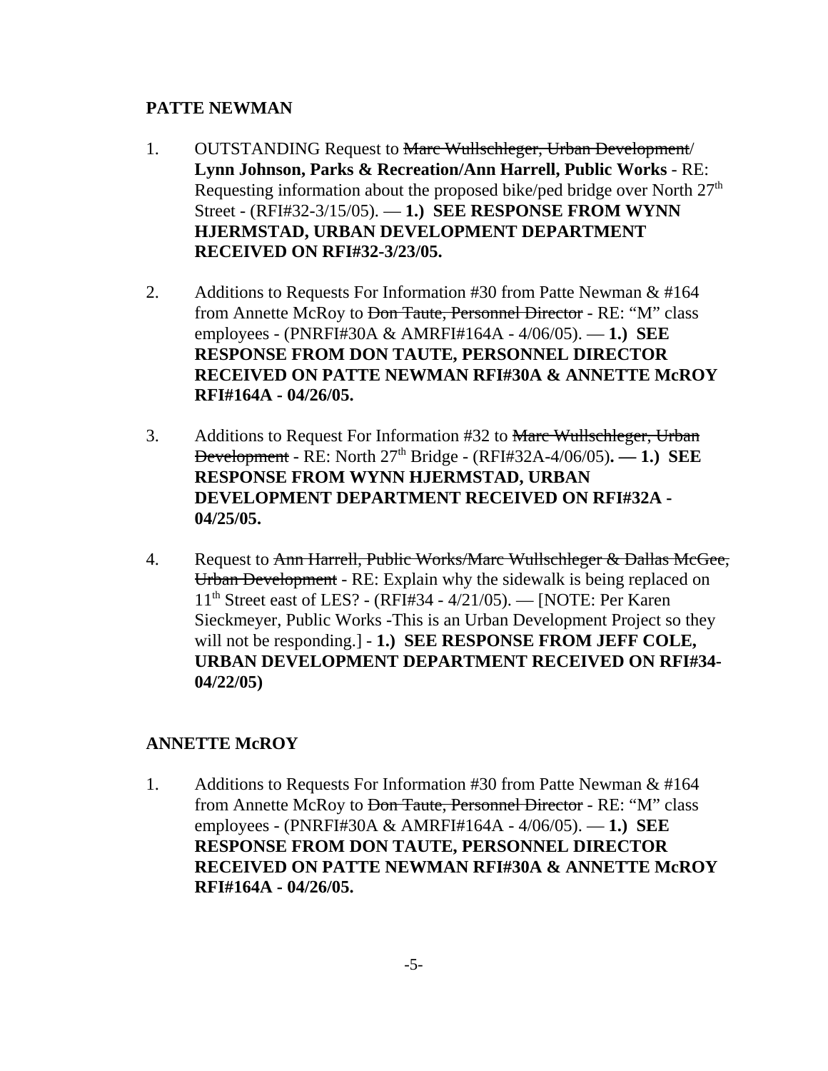**PATTE NEWMAN**

1. OUTSTANDING Request to ~~Marc Wullschleger, Urban Development~~/ **Lynn Johnson, Parks & Recreation/Ann Harrell, Public Works** - RE: Requesting information about the proposed bike/ped bridge over North 27th Street - (RFI#32-3/15/05). — **1.) SEE RESPONSE FROM WYNN HJERMSTAD, URBAN DEVELOPMENT DEPARTMENT RECEIVED ON RFI#32-3/23/05.**

2. Additions to Requests For Information #30 from Patte Newman & #164 from Annette McRoy to ~~Don Taute, Personnel Director~~ - RE: "M" class employees - (PNRFI#30A & AMRFI#164A - 4/06/05). — **1.) SEE RESPONSE FROM DON TAUTE, PERSONNEL DIRECTOR RECEIVED ON PATTE NEWMAN RFI#30A & ANNETTE McROY RFI#164A - 04/26/05.**

3. Additions to Request For Information #32 to ~~Marc Wullschleger, Urban Development~~ - RE: North 27th Bridge - (RFI#32A-4/06/05)**. — 1.) SEE RESPONSE FROM WYNN HJERMSTAD, URBAN DEVELOPMENT DEPARTMENT RECEIVED ON RFI#32A - 04/25/05.**

4. Request to ~~Ann Harrell, Public Works/Marc Wullschleger & Dallas McGee, Urban Development~~ - RE: Explain why the sidewalk is being replaced on 11th Street east of LES? - (RFI#34 - 4/21/05). — [NOTE: Per Karen Sieckmeyer, Public Works -This is an Urban Development Project so they will not be responding.] - **1.) SEE RESPONSE FROM JEFF COLE, URBAN DEVELOPMENT DEPARTMENT RECEIVED ON RFI#34-04/22/05)**

**ANNETTE McROY**

1. Additions to Requests For Information #30 from Patte Newman & #164 from Annette McRoy to ~~Don Taute, Personnel Director~~ - RE: "M" class employees - (PNRFI#30A & AMRFI#164A - 4/06/05). — **1.) SEE RESPONSE FROM DON TAUTE, PERSONNEL DIRECTOR RECEIVED ON PATTE NEWMAN RFI#30A & ANNETTE McROY RFI#164A - 04/26/05.**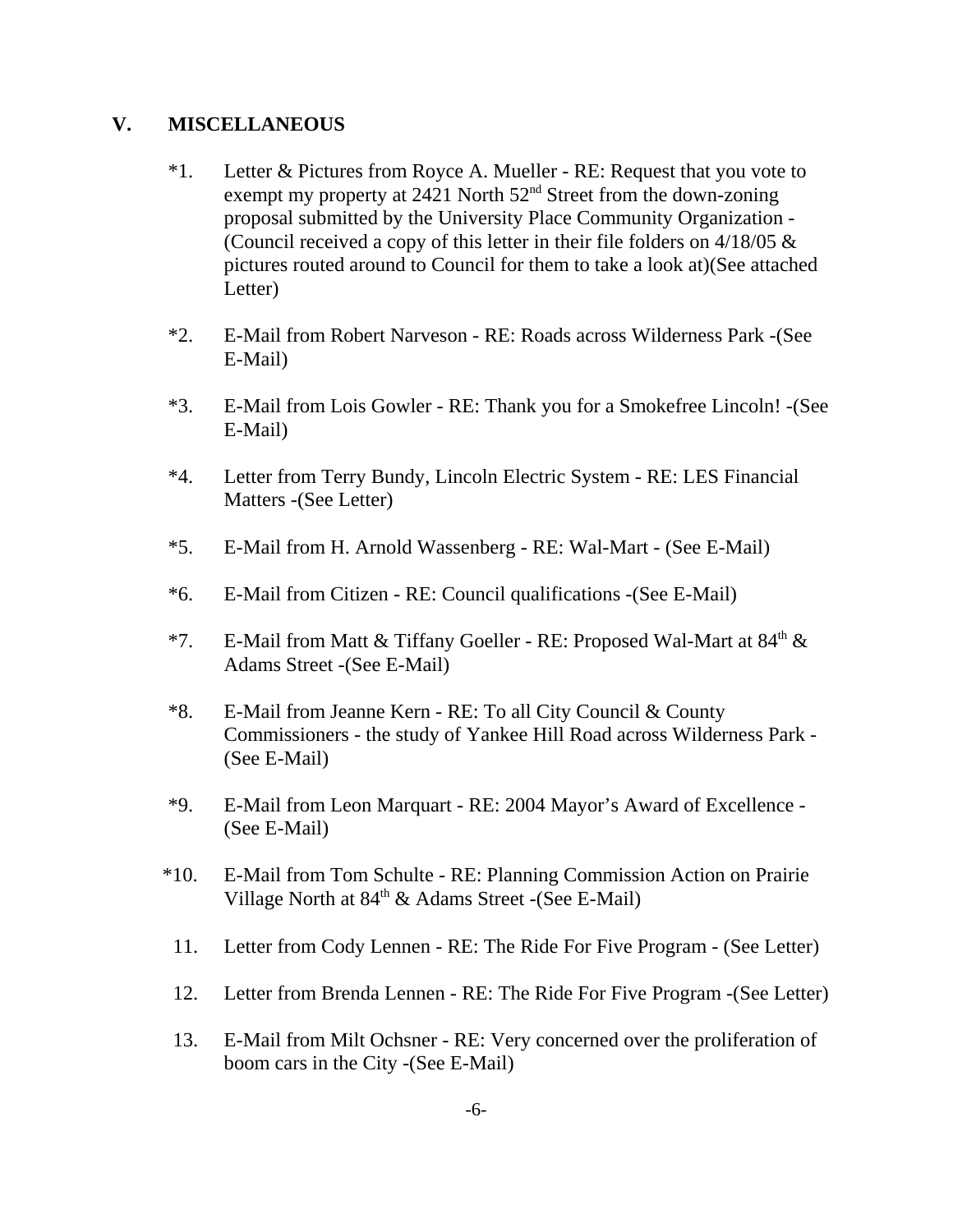## V. MISCELLANEOUS

*1. Letter & Pictures from Royce A. Mueller - RE: Request that you vote to exempt my property at 2421 North 52nd Street from the down-zoning proposal submitted by the University Place Community Organization - (Council received a copy of this letter in their file folders on 4/18/05 & pictures routed around to Council for them to take a look at)(See attached Letter)

*2. E-Mail from Robert Narveson - RE: Roads across Wilderness Park -(See E-Mail)

*3. E-Mail from Lois Gowler - RE: Thank you for a Smokefree Lincoln! -(See E-Mail)

*4. Letter from Terry Bundy, Lincoln Electric System - RE: LES Financial Matters -(See Letter)

*5. E-Mail from H. Arnold Wassenberg - RE: Wal-Mart - (See E-Mail)

*6. E-Mail from Citizen - RE: Council qualifications -(See E-Mail)

*7. E-Mail from Matt & Tiffany Goeller - RE: Proposed Wal-Mart at 84th & Adams Street -(See E-Mail)

*8. E-Mail from Jeanne Kern - RE: To all City Council & County Commissioners - the study of Yankee Hill Road across Wilderness Park - (See E-Mail)

*9. E-Mail from Leon Marquart - RE: 2004 Mayor's Award of Excellence - (See E-Mail)

*10. E-Mail from Tom Schulte - RE: Planning Commission Action on Prairie Village North at 84th & Adams Street -(See E-Mail)

11. Letter from Cody Lennen - RE: The Ride For Five Program - (See Letter)

12. Letter from Brenda Lennen - RE: The Ride For Five Program -(See Letter)

13. E-Mail from Milt Ochsner - RE: Very concerned over the proliferation of boom cars in the City -(See E-Mail)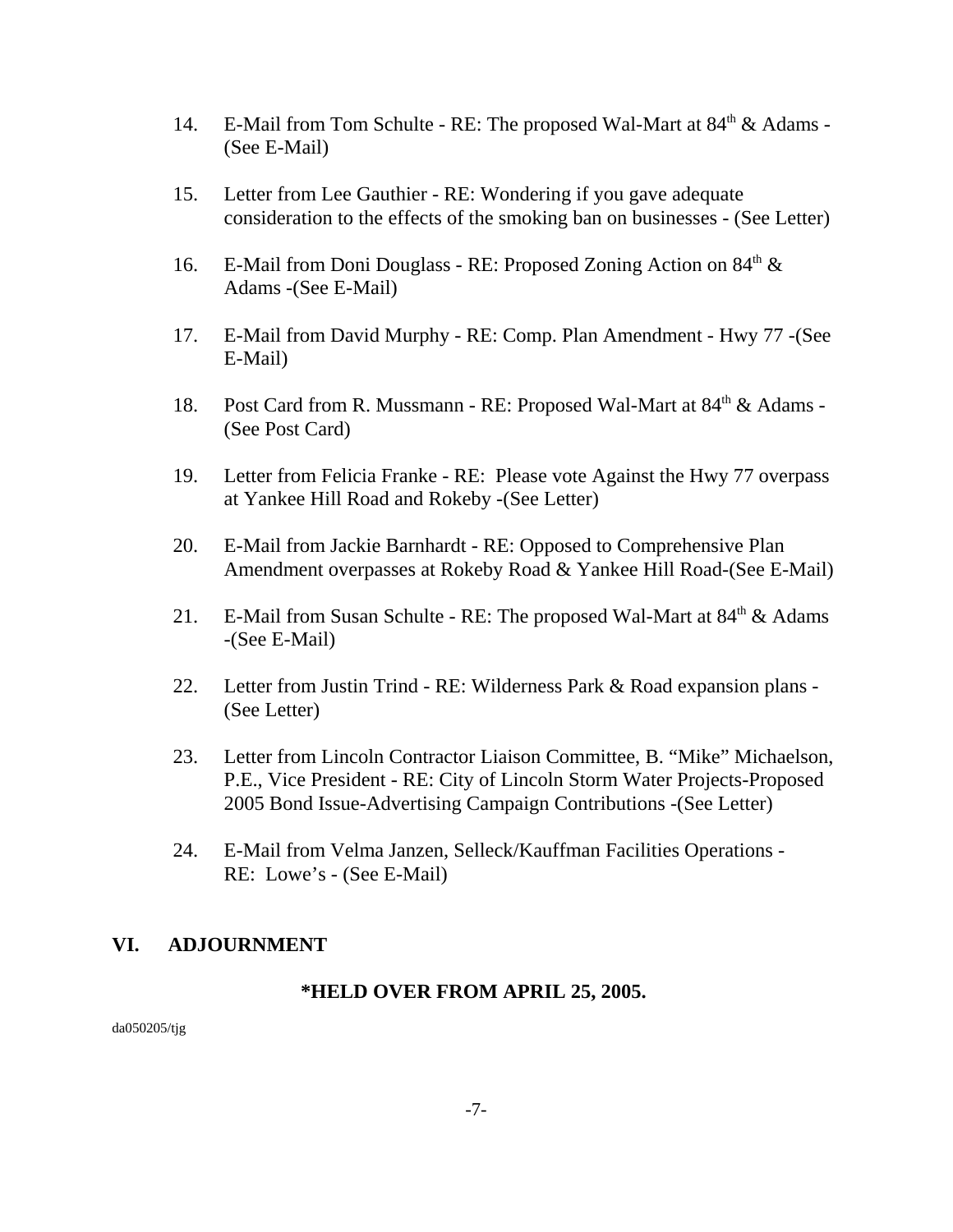14. E-Mail from Tom Schulte - RE: The proposed Wal-Mart at 84th & Adams - (See E-Mail)

15. Letter from Lee Gauthier - RE: Wondering if you gave adequate consideration to the effects of the smoking ban on businesses - (See Letter)

16. E-Mail from Doni Douglass - RE: Proposed Zoning Action on 84th & Adams -(See E-Mail)

17. E-Mail from David Murphy - RE: Comp. Plan Amendment - Hwy 77 -(See E-Mail)

18. Post Card from R. Mussmann - RE: Proposed Wal-Mart at 84th & Adams - (See Post Card)

19. Letter from Felicia Franke - RE: Please vote Against the Hwy 77 overpass at Yankee Hill Road and Rokeby -(See Letter)

20. E-Mail from Jackie Barnhardt - RE: Opposed to Comprehensive Plan Amendment overpasses at Rokeby Road & Yankee Hill Road-(See E-Mail)

21. E-Mail from Susan Schulte - RE: The proposed Wal-Mart at 84th & Adams -(See E-Mail)

22. Letter from Justin Trind - RE: Wilderness Park & Road expansion plans - (See Letter)

23. Letter from Lincoln Contractor Liaison Committee, B. "Mike" Michaelson, P.E., Vice President - RE: City of Lincoln Storm Water Projects-Proposed 2005 Bond Issue-Advertising Campaign Contributions -(See Letter)

24. E-Mail from Velma Janzen, Selleck/Kauffman Facilities Operations - RE: Lowe's - (See E-Mail)

## VI. ADJOURNMENT

**\*HELD OVER FROM APRIL 25, 2005.**

da050205/tjg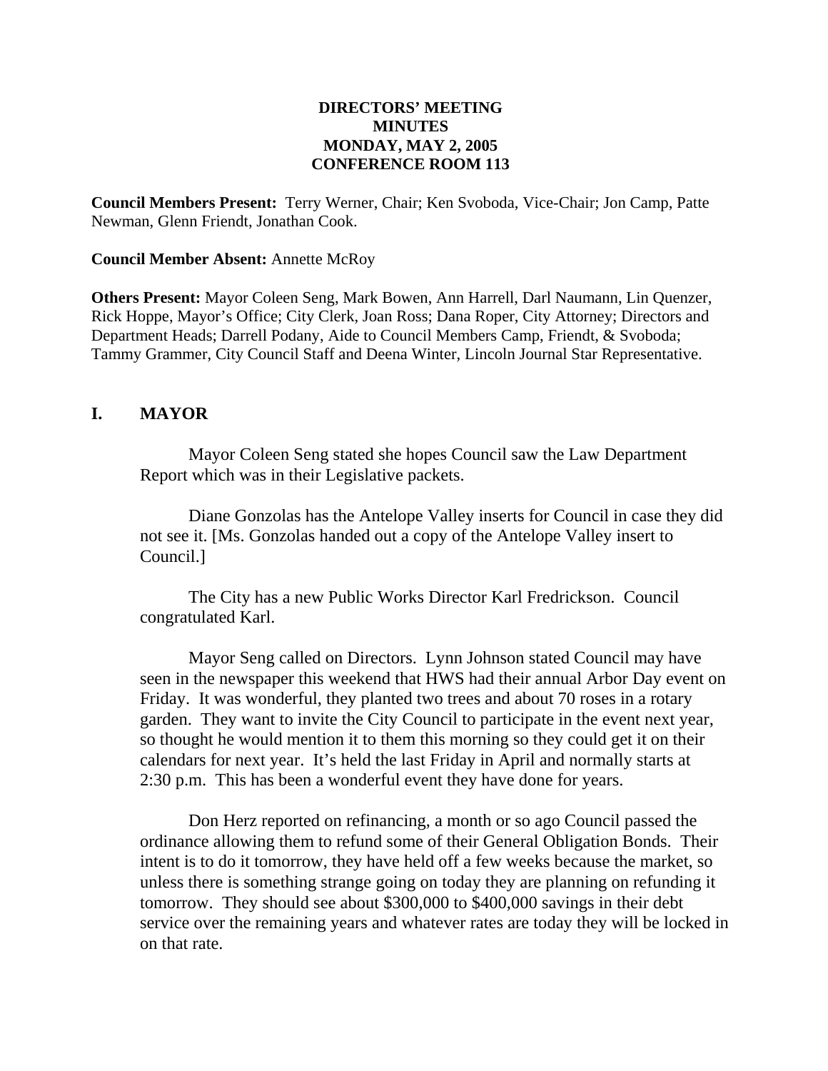**DIRECTORS' MEETING**
**MINUTES**
**MONDAY, MAY 2, 2005**
**CONFERENCE ROOM 113**

**Council Members Present:** Terry Werner, Chair; Ken Svoboda, Vice-Chair; Jon Camp, Patte Newman, Glenn Friendt, Jonathan Cook.

**Council Member Absent:** Annette McRoy

**Others Present:** Mayor Coleen Seng, Mark Bowen, Ann Harrell, Darl Naumann, Lin Quenzer, Rick Hoppe, Mayor's Office; City Clerk, Joan Ross; Dana Roper, City Attorney; Directors and Department Heads; Darrell Podany, Aide to Council Members Camp, Friendt, & Svoboda; Tammy Grammer, City Council Staff and Deena Winter, Lincoln Journal Star Representative.

## I. MAYOR

Mayor Coleen Seng stated she hopes Council saw the Law Department Report which was in their Legislative packets.

Diane Gonzolas has the Antelope Valley inserts for Council in case they did not see it. [Ms. Gonzolas handed out a copy of the Antelope Valley insert to Council.]

The City has a new Public Works Director Karl Fredrickson. Council congratulated Karl.

Mayor Seng called on Directors. Lynn Johnson stated Council may have seen in the newspaper this weekend that HWS had their annual Arbor Day event on Friday. It was wonderful, they planted two trees and about 70 roses in a rotary garden. They want to invite the City Council to participate in the event next year, so thought he would mention it to them this morning so they could get it on their calendars for next year. It's held the last Friday in April and normally starts at 2:30 p.m. This has been a wonderful event they have done for years.

Don Herz reported on refinancing, a month or so ago Council passed the ordinance allowing them to refund some of their General Obligation Bonds. Their intent is to do it tomorrow, they have held off a few weeks because the market, so unless there is something strange going on today they are planning on refunding it tomorrow. They should see about $300,000 to $400,000 savings in their debt service over the remaining years and whatever rates are today they will be locked in on that rate.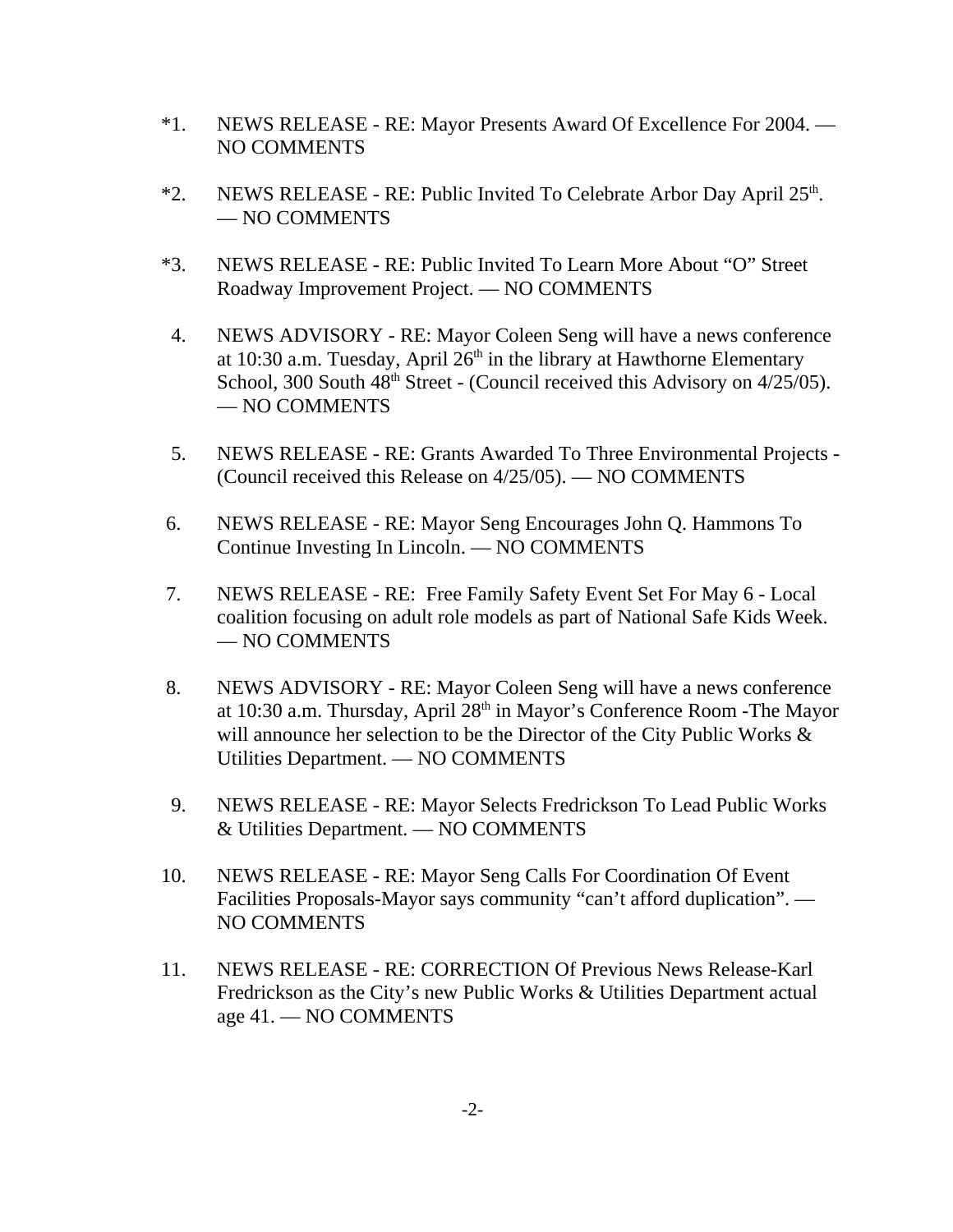*1. NEWS RELEASE - RE: Mayor Presents Award Of Excellence For 2004. — NO COMMENTS

*2. NEWS RELEASE - RE: Public Invited To Celebrate Arbor Day April 25th. — NO COMMENTS

*3. NEWS RELEASE - RE: Public Invited To Learn More About "O" Street Roadway Improvement Project. — NO COMMENTS

4. NEWS ADVISORY - RE: Mayor Coleen Seng will have a news conference at 10:30 a.m. Tuesday, April 26th in the library at Hawthorne Elementary School, 300 South 48th Street - (Council received this Advisory on 4/25/05). — NO COMMENTS

5. NEWS RELEASE - RE: Grants Awarded To Three Environmental Projects - (Council received this Release on 4/25/05). — NO COMMENTS

6. NEWS RELEASE - RE: Mayor Seng Encourages John Q. Hammons To Continue Investing In Lincoln. — NO COMMENTS

7. NEWS RELEASE - RE: Free Family Safety Event Set For May 6 - Local coalition focusing on adult role models as part of National Safe Kids Week. — NO COMMENTS

8. NEWS ADVISORY - RE: Mayor Coleen Seng will have a news conference at 10:30 a.m. Thursday, April 28th in Mayor's Conference Room -The Mayor will announce her selection to be the Director of the City Public Works & Utilities Department. — NO COMMENTS

9. NEWS RELEASE - RE: Mayor Selects Fredrickson To Lead Public Works & Utilities Department. — NO COMMENTS

10. NEWS RELEASE - RE: Mayor Seng Calls For Coordination Of Event Facilities Proposals-Mayor says community "can't afford duplication". — NO COMMENTS

11. NEWS RELEASE - RE: CORRECTION Of Previous News Release-Karl Fredrickson as the City's new Public Works & Utilities Department actual age 41. — NO COMMENTS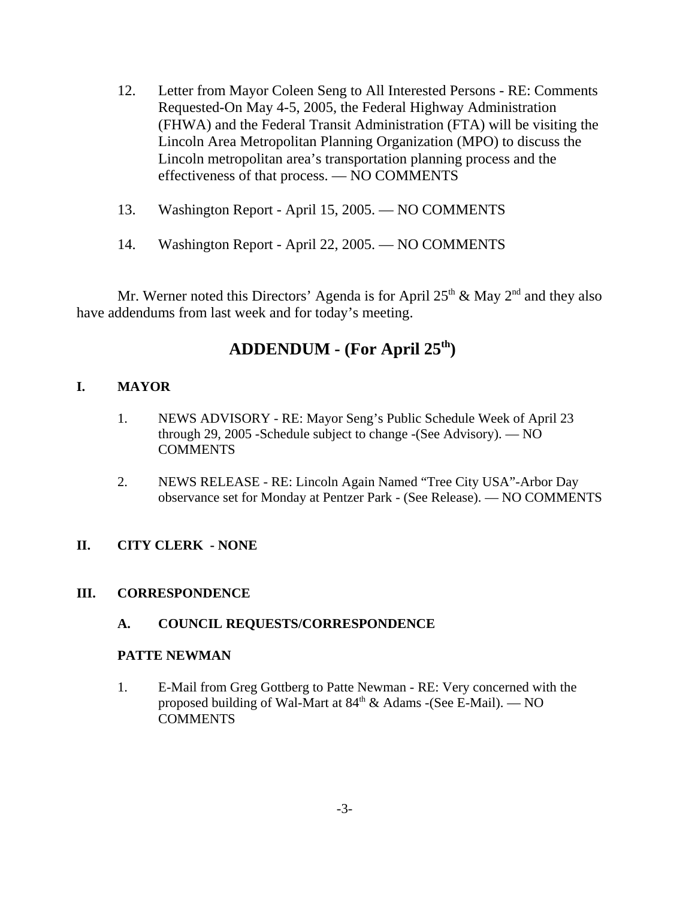12. Letter from Mayor Coleen Seng to All Interested Persons - RE: Comments Requested-On May 4-5, 2005, the Federal Highway Administration (FHWA) and the Federal Transit Administration (FTA) will be visiting the Lincoln Area Metropolitan Planning Organization (MPO) to discuss the Lincoln metropolitan area's transportation planning process and the effectiveness of that process. — NO COMMENTS

13. Washington Report - April 15, 2005. — NO COMMENTS

14. Washington Report - April 22, 2005. — NO COMMENTS

Mr. Werner noted this Directors' Agenda is for April 25th & May 2nd and they also have addendums from last week and for today's meeting.

# ADDENDUM - (For April 25th)

## I. MAYOR

1. NEWS ADVISORY - RE: Mayor Seng's Public Schedule Week of April 23 through 29, 2005 -Schedule subject to change -(See Advisory). — NO COMMENTS

2. NEWS RELEASE - RE: Lincoln Again Named "Tree City USA"-Arbor Day observance set for Monday at Pentzer Park - (See Release). — NO COMMENTS

## II. CITY CLERK - NONE

## III. CORRESPONDENCE

### A. COUNCIL REQUESTS/CORRESPONDENCE

**PATTE NEWMAN**

1. E-Mail from Greg Gottberg to Patte Newman - RE: Very concerned with the proposed building of Wal-Mart at 84th & Adams -(See E-Mail). — NO COMMENTS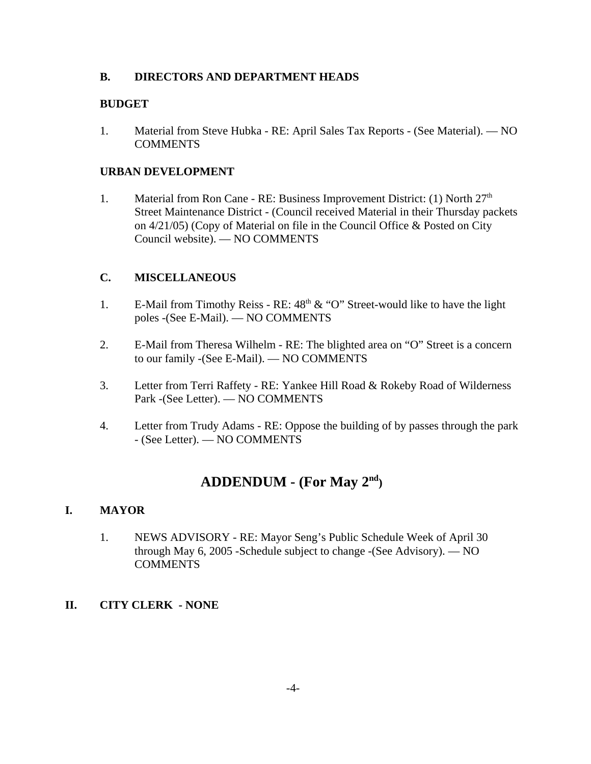### B. DIRECTORS AND DEPARTMENT HEADS

**BUDGET**

1. Material from Steve Hubka - RE: April Sales Tax Reports - (See Material). — NO COMMENTS

**URBAN DEVELOPMENT**

1. Material from Ron Cane - RE: Business Improvement District: (1) North 27th Street Maintenance District - (Council received Material in their Thursday packets on 4/21/05) (Copy of Material on file in the Council Office & Posted on City Council website). — NO COMMENTS

### C. MISCELLANEOUS

1. E-Mail from Timothy Reiss - RE: 48th & "O" Street-would like to have the light poles -(See E-Mail). — NO COMMENTS

2. E-Mail from Theresa Wilhelm - RE: The blighted area on "O" Street is a concern to our family -(See E-Mail). — NO COMMENTS

3. Letter from Terri Raffety - RE: Yankee Hill Road & Rokeby Road of Wilderness Park -(See Letter). — NO COMMENTS

4. Letter from Trudy Adams - RE: Oppose the building of by passes through the park - (See Letter). — NO COMMENTS

## ADDENDUM - (For May 2nd)

### I. MAYOR

1. NEWS ADVISORY - RE: Mayor Seng's Public Schedule Week of April 30 through May 6, 2005 -Schedule subject to change -(See Advisory). — NO COMMENTS

### II. CITY CLERK - NONE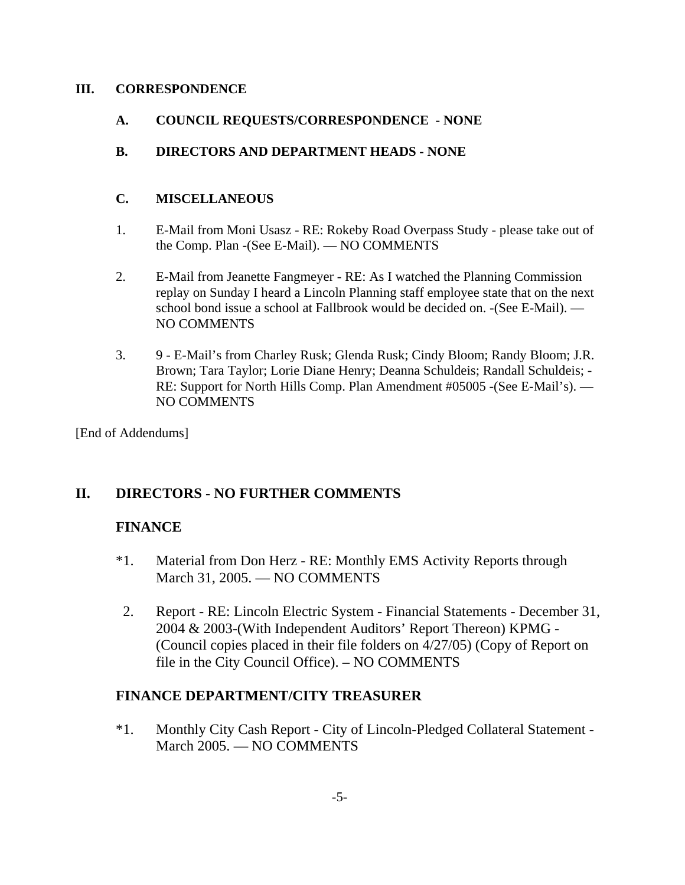## III. CORRESPONDENCE

### A. COUNCIL REQUESTS/CORRESPONDENCE - NONE

### B. DIRECTORS AND DEPARTMENT HEADS - NONE

### C. MISCELLANEOUS

1. E-Mail from Moni Usasz - RE: Rokeby Road Overpass Study - please take out of the Comp. Plan -(See E-Mail). — NO COMMENTS

2. E-Mail from Jeanette Fangmeyer - RE: As I watched the Planning Commission replay on Sunday I heard a Lincoln Planning staff employee state that on the next school bond issue a school at Fallbrook would be decided on. -(See E-Mail). — NO COMMENTS

3. 9 - E-Mail's from Charley Rusk; Glenda Rusk; Cindy Bloom; Randy Bloom; J.R. Brown; Tara Taylor; Lorie Diane Henry; Deanna Schuldeis; Randall Schuldeis; - RE: Support for North Hills Comp. Plan Amendment #05005 -(See E-Mail's). — NO COMMENTS

[End of Addendums]

## II. DIRECTORS - NO FURTHER COMMENTS

### FINANCE

*1. Material from Don Herz - RE: Monthly EMS Activity Reports through March 31, 2005. — NO COMMENTS

2. Report - RE: Lincoln Electric System - Financial Statements - December 31, 2004 & 2003-(With Independent Auditors' Report Thereon) KPMG - (Council copies placed in their file folders on 4/27/05) (Copy of Report on file in the City Council Office). – NO COMMENTS

### FINANCE DEPARTMENT/CITY TREASURER

*1. Monthly City Cash Report - City of Lincoln-Pledged Collateral Statement - March 2005. — NO COMMENTS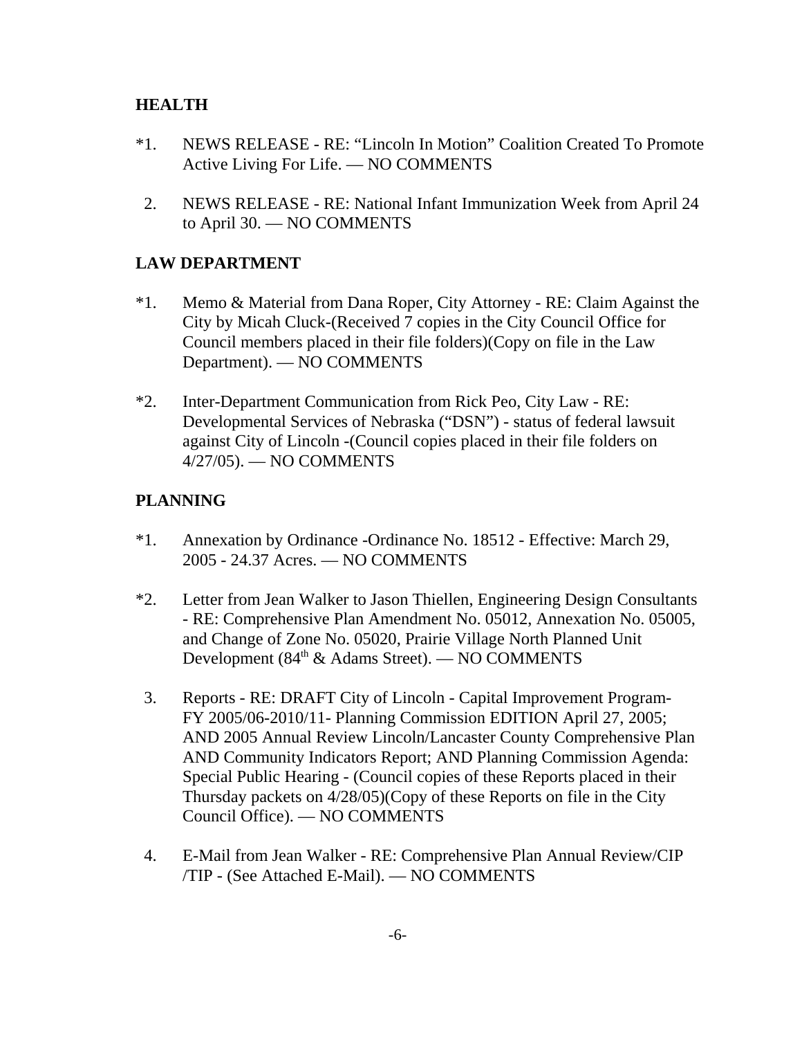**HEALTH**

*1. NEWS RELEASE - RE: "Lincoln In Motion" Coalition Created To Promote Active Living For Life. — NO COMMENTS

2. NEWS RELEASE - RE: National Infant Immunization Week from April 24 to April 30. — NO COMMENTS

**LAW DEPARTMENT**

*1. Memo & Material from Dana Roper, City Attorney - RE: Claim Against the City by Micah Cluck-(Received 7 copies in the City Council Office for Council members placed in their file folders)(Copy on file in the Law Department). — NO COMMENTS

*2. Inter-Department Communication from Rick Peo, City Law - RE: Developmental Services of Nebraska ("DSN") - status of federal lawsuit against City of Lincoln -(Council copies placed in their file folders on 4/27/05). — NO COMMENTS

**PLANNING**

*1. Annexation by Ordinance -Ordinance No. 18512 - Effective: March 29, 2005 - 24.37 Acres. — NO COMMENTS

*2. Letter from Jean Walker to Jason Thiellen, Engineering Design Consultants - RE: Comprehensive Plan Amendment No. 05012, Annexation No. 05005, and Change of Zone No. 05020, Prairie Village North Planned Unit Development (84th & Adams Street). — NO COMMENTS

3. Reports - RE: DRAFT City of Lincoln - Capital Improvement Program- FY 2005/06-2010/11- Planning Commission EDITION April 27, 2005; AND 2005 Annual Review Lincoln/Lancaster County Comprehensive Plan AND Community Indicators Report; AND Planning Commission Agenda: Special Public Hearing - (Council copies of these Reports placed in their Thursday packets on 4/28/05)(Copy of these Reports on file in the City Council Office). — NO COMMENTS

4. E-Mail from Jean Walker - RE: Comprehensive Plan Annual Review/CIP /TIP - (See Attached E-Mail). — NO COMMENTS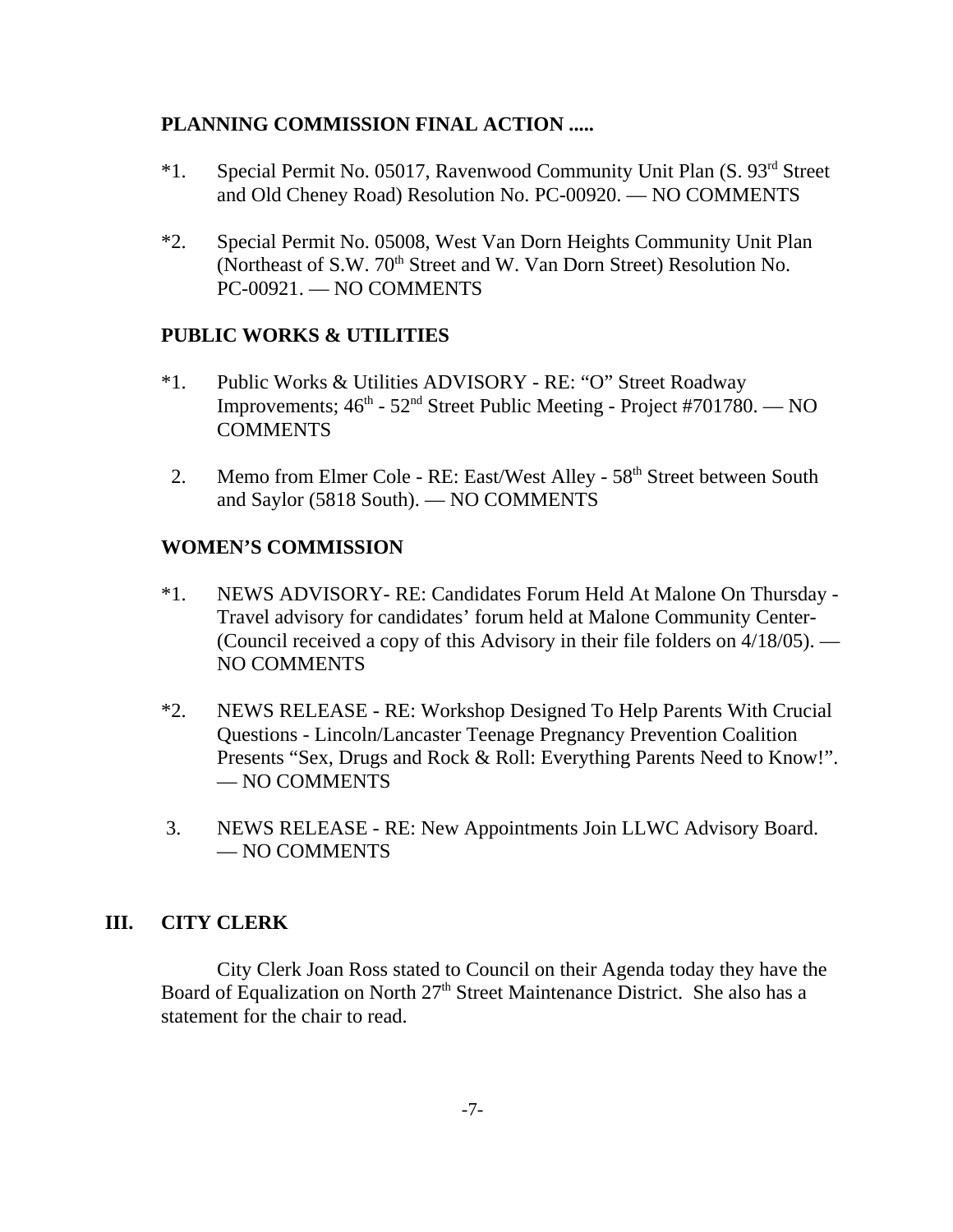**PLANNING COMMISSION FINAL ACTION .....**

*1. Special Permit No. 05017, Ravenwood Community Unit Plan (S. 93rd Street and Old Cheney Road) Resolution No. PC-00920. — NO COMMENTS

*2. Special Permit No. 05008, West Van Dorn Heights Community Unit Plan (Northeast of S.W. 70th Street and W. Van Dorn Street) Resolution No. PC-00921. — NO COMMENTS

**PUBLIC WORKS & UTILITIES**

*1. Public Works & Utilities ADVISORY - RE: "O" Street Roadway Improvements; 46th - 52nd Street Public Meeting - Project #701780. — NO COMMENTS

2. Memo from Elmer Cole - RE: East/West Alley - 58th Street between South and Saylor (5818 South). — NO COMMENTS

**WOMEN'S COMMISSION**

*1. NEWS ADVISORY- RE: Candidates Forum Held At Malone On Thursday - Travel advisory for candidates' forum held at Malone Community Center- (Council received a copy of this Advisory in their file folders on 4/18/05). — NO COMMENTS

*2. NEWS RELEASE - RE: Workshop Designed To Help Parents With Crucial Questions - Lincoln/Lancaster Teenage Pregnancy Prevention Coalition Presents "Sex, Drugs and Rock & Roll: Everything Parents Need to Know!". — NO COMMENTS

3. NEWS RELEASE - RE: New Appointments Join LLWC Advisory Board. — NO COMMENTS

## III. CITY CLERK

City Clerk Joan Ross stated to Council on their Agenda today they have the Board of Equalization on North 27th Street Maintenance District. She also has a statement for the chair to read.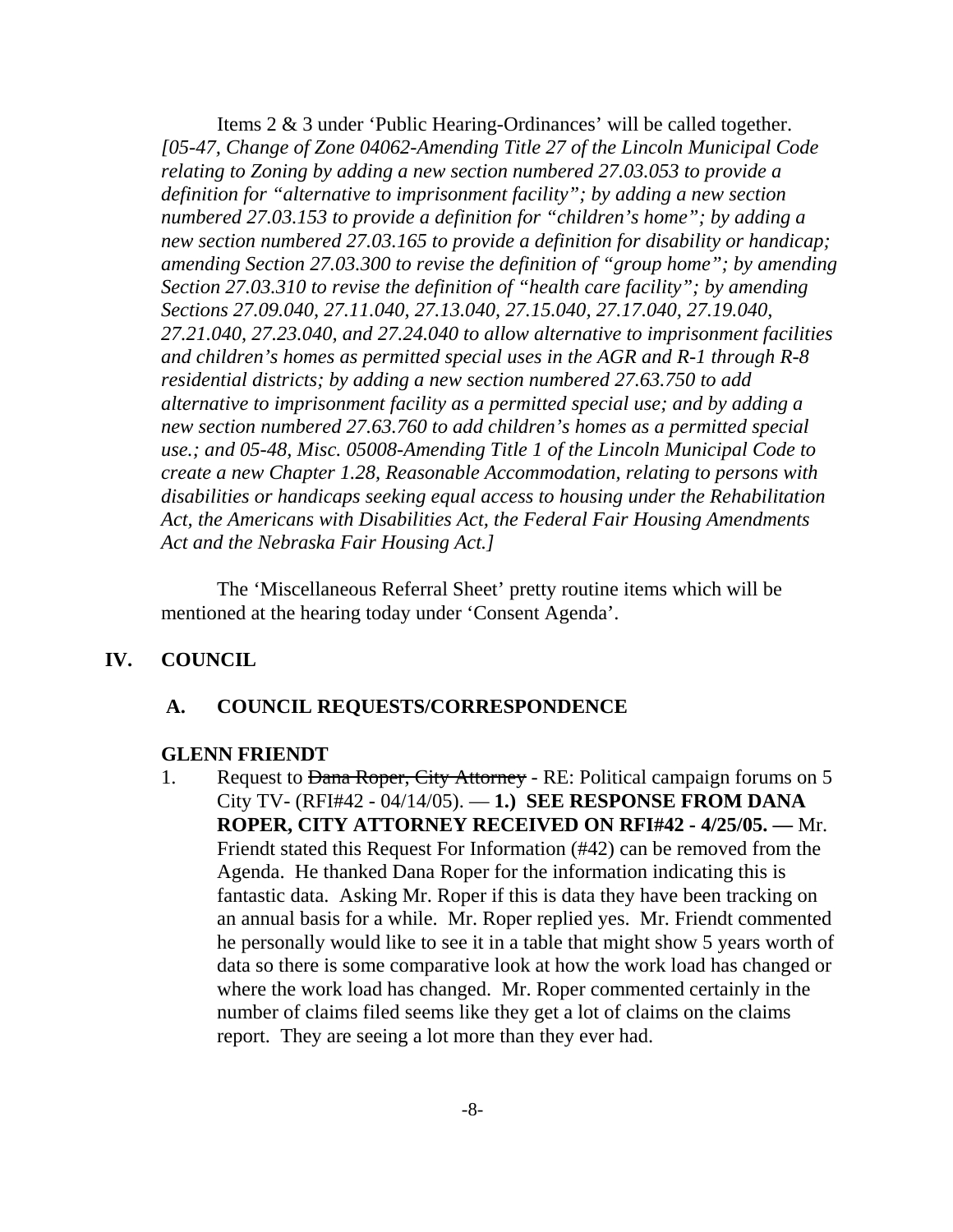Items 2 & 3 under 'Public Hearing-Ordinances' will be called together. *[05-47, Change of Zone 04062-Amending Title 27 of the Lincoln Municipal Code relating to Zoning by adding a new section numbered 27.03.053 to provide a definition for "alternative to imprisonment facility"; by adding a new section numbered 27.03.153 to provide a definition for "children's home"; by adding a new section numbered 27.03.165 to provide a definition for disability or handicap; amending Section 27.03.300 to revise the definition of "group home"; by amending Section 27.03.310 to revise the definition of "health care facility"; by amending Sections 27.09.040, 27.11.040, 27.13.040, 27.15.040, 27.17.040, 27.19.040, 27.21.040, 27.23.040, and 27.24.040 to allow alternative to imprisonment facilities and children's homes as permitted special uses in the AGR and R-1 through R-8 residential districts; by adding a new section numbered 27.63.750 to add alternative to imprisonment facility as a permitted special use; and by adding a new section numbered 27.63.760 to add children's homes as a permitted special use.; and 05-48, Misc. 05008-Amending Title 1 of the Lincoln Municipal Code to create a new Chapter 1.28, Reasonable Accommodation, relating to persons with disabilities or handicaps seeking equal access to housing under the Rehabilitation Act, the Americans with Disabilities Act, the Federal Fair Housing Amendments Act and the Nebraska Fair Housing Act.]*

The 'Miscellaneous Referral Sheet' pretty routine items which will be mentioned at the hearing today under 'Consent Agenda'.

## IV. COUNCIL

### A. COUNCIL REQUESTS/CORRESPONDENCE

**GLENN FRIENDT**

1. Request to ~~Dana Roper, City Attorney~~ - RE: Political campaign forums on 5 City TV- (RFI#42 - 04/14/05). — **1.) SEE RESPONSE FROM DANA ROPER, CITY ATTORNEY RECEIVED ON RFI#42 - 4/25/05. —** Mr. Friendt stated this Request For Information (#42) can be removed from the Agenda. He thanked Dana Roper for the information indicating this is fantastic data. Asking Mr. Roper if this is data they have been tracking on an annual basis for a while. Mr. Roper replied yes. Mr. Friendt commented he personally would like to see it in a table that might show 5 years worth of data so there is some comparative look at how the work load has changed or where the work load has changed. Mr. Roper commented certainly in the number of claims filed seems like they get a lot of claims on the claims report. They are seeing a lot more than they ever had.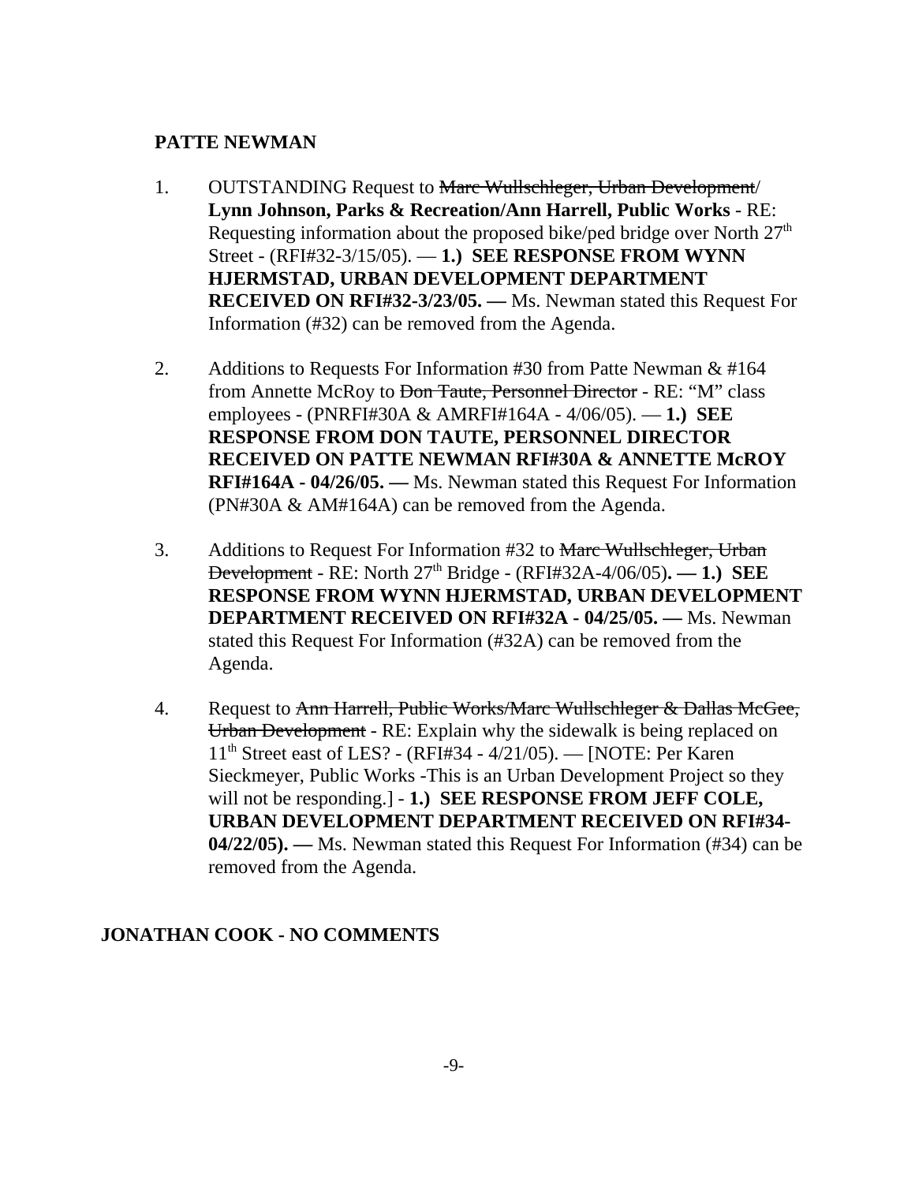**PATTE NEWMAN**

1. OUTSTANDING Request to ~~Marc Wullschleger, Urban Development~~/ **Lynn Johnson, Parks & Recreation/Ann Harrell, Public Works** - RE: Requesting information about the proposed bike/ped bridge over North 27th Street - (RFI#32-3/15/05). — **1.) SEE RESPONSE FROM WYNN HJERMSTAD, URBAN DEVELOPMENT DEPARTMENT RECEIVED ON RFI#32-3/23/05. —** Ms. Newman stated this Request For Information (#32) can be removed from the Agenda.

2. Additions to Requests For Information #30 from Patte Newman & #164 from Annette McRoy to ~~Don Taute, Personnel Director~~ - RE: "M" class employees - (PNRFI#30A & AMRFI#164A - 4/06/05). — **1.) SEE RESPONSE FROM DON TAUTE, PERSONNEL DIRECTOR RECEIVED ON PATTE NEWMAN RFI#30A & ANNETTE McROY RFI#164A - 04/26/05. —** Ms. Newman stated this Request For Information (PN#30A & AM#164A) can be removed from the Agenda.

3. Additions to Request For Information #32 to ~~Marc Wullschleger, Urban Development~~ - RE: North 27th Bridge - (RFI#32A-4/06/05)**. — 1.) SEE RESPONSE FROM WYNN HJERMSTAD, URBAN DEVELOPMENT DEPARTMENT RECEIVED ON RFI#32A - 04/25/05. —** Ms. Newman stated this Request For Information (#32A) can be removed from the Agenda.

4. Request to ~~Ann Harrell, Public Works/Marc Wullschleger & Dallas McGee, Urban Development~~ - RE: Explain why the sidewalk is being replaced on 11th Street east of LES? - (RFI#34 - 4/21/05). — [NOTE: Per Karen Sieckmeyer, Public Works -This is an Urban Development Project so they will not be responding.] - **1.) SEE RESPONSE FROM JEFF COLE, URBAN DEVELOPMENT DEPARTMENT RECEIVED ON RFI#34-04/22/05). —** Ms. Newman stated this Request For Information (#34) can be removed from the Agenda.

**JONATHAN COOK - NO COMMENTS**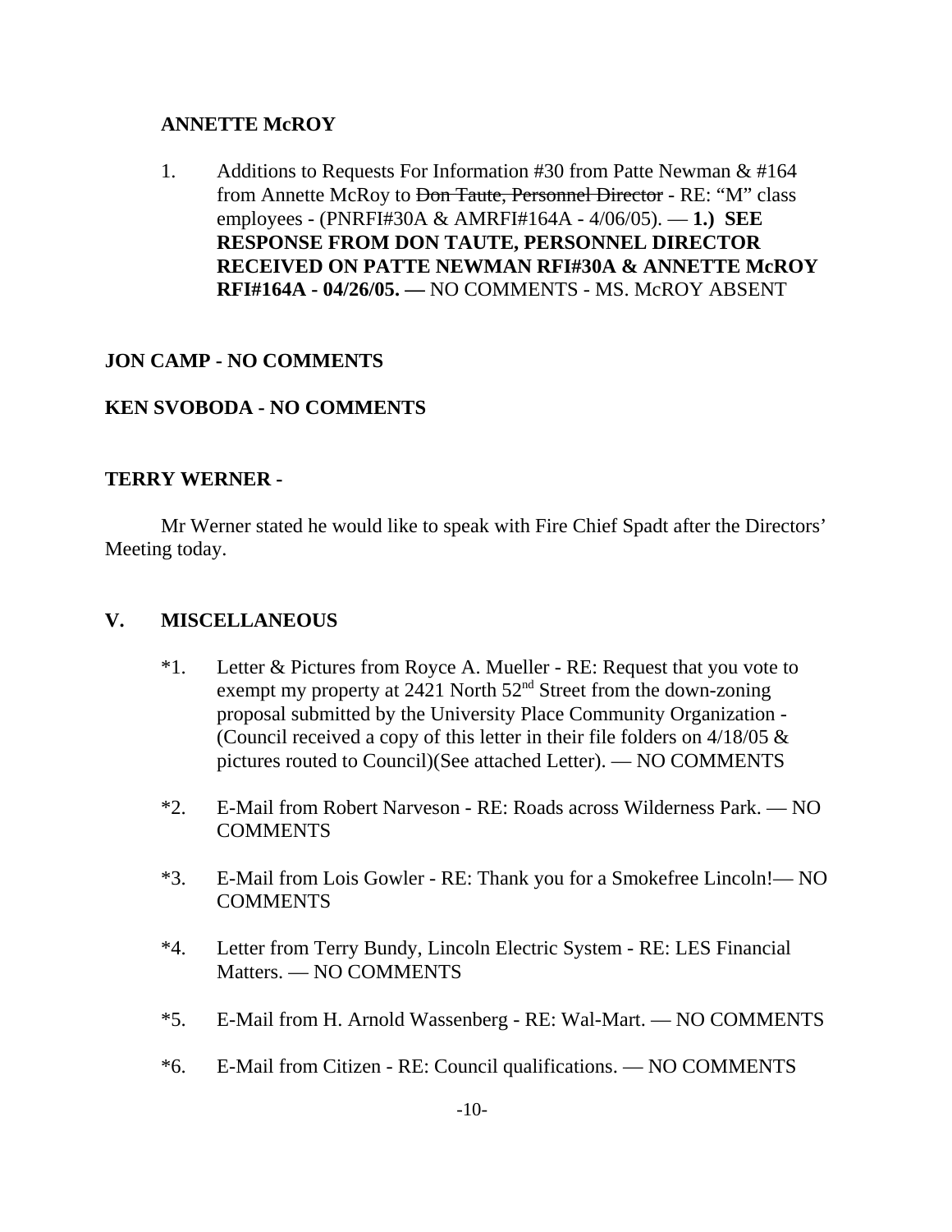**ANNETTE McROY**

1. Additions to Requests For Information #30 from Patte Newman & #164 from Annette McRoy to ~~Don Taute, Personnel Director~~ - RE: "M" class employees - (PNRFI#30A & AMRFI#164A - 4/06/05). — **1.) SEE RESPONSE FROM DON TAUTE, PERSONNEL DIRECTOR RECEIVED ON PATTE NEWMAN RFI#30A & ANNETTE McROY RFI#164A - 04/26/05. —** NO COMMENTS - MS. McROY ABSENT

**JON CAMP - NO COMMENTS**

**KEN SVOBODA - NO COMMENTS**

**TERRY WERNER -**

Mr Werner stated he would like to speak with Fire Chief Spadt after the Directors' Meeting today.

## V. MISCELLANEOUS

*1. Letter & Pictures from Royce A. Mueller - RE: Request that you vote to exempt my property at 2421 North 52nd Street from the down-zoning proposal submitted by the University Place Community Organization - (Council received a copy of this letter in their file folders on 4/18/05 & pictures routed to Council)(See attached Letter). — NO COMMENTS

*2. E-Mail from Robert Narveson - RE: Roads across Wilderness Park. — NO COMMENTS

*3. E-Mail from Lois Gowler - RE: Thank you for a Smokefree Lincoln!— NO COMMENTS

*4. Letter from Terry Bundy, Lincoln Electric System - RE: LES Financial Matters. — NO COMMENTS

*5. E-Mail from H. Arnold Wassenberg - RE: Wal-Mart. — NO COMMENTS

*6. E-Mail from Citizen - RE: Council qualifications. — NO COMMENTS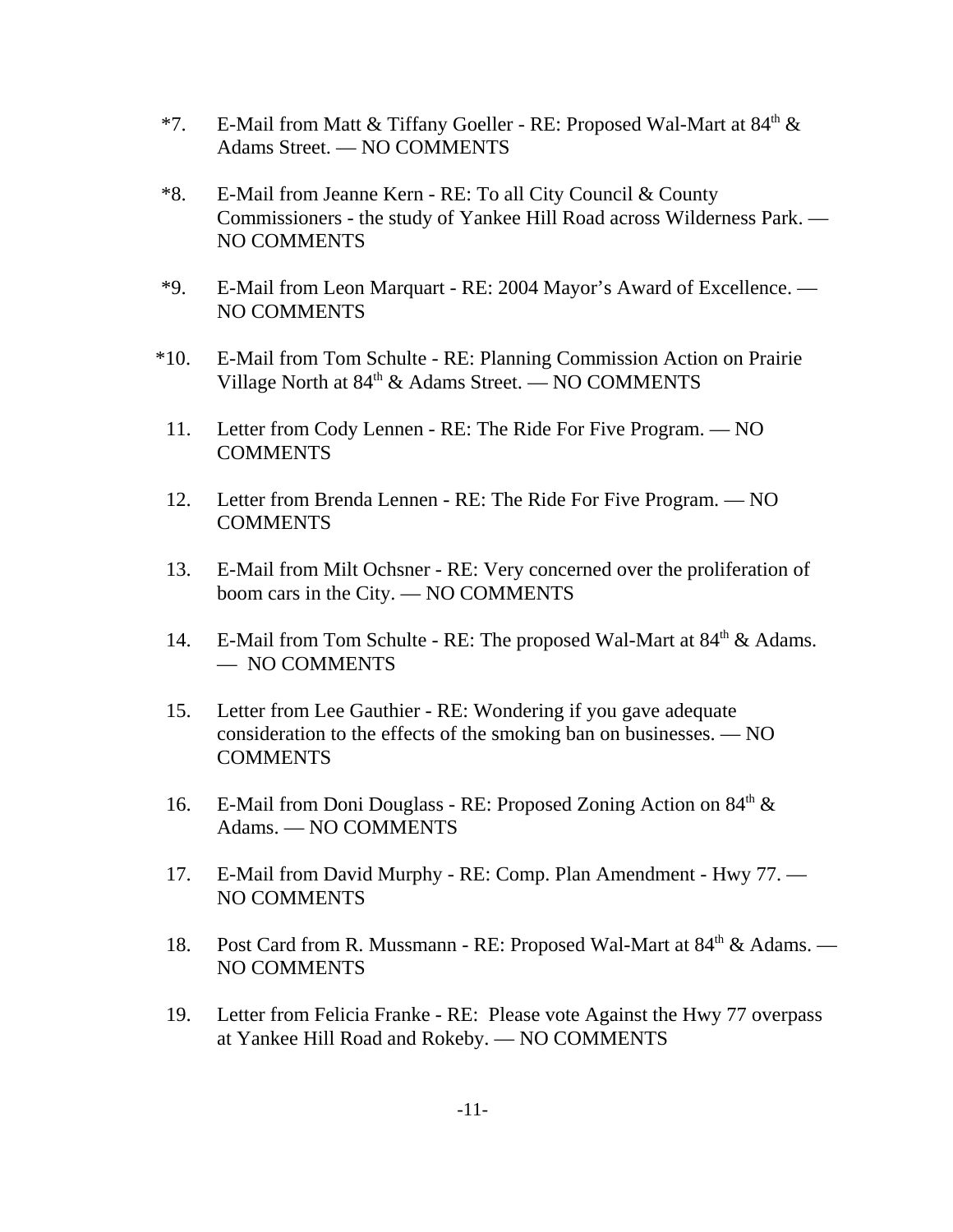*7. E-Mail from Matt & Tiffany Goeller - RE: Proposed Wal-Mart at 84th & Adams Street. — NO COMMENTS

*8. E-Mail from Jeanne Kern - RE: To all City Council & County Commissioners - the study of Yankee Hill Road across Wilderness Park. — NO COMMENTS

*9. E-Mail from Leon Marquart - RE: 2004 Mayor's Award of Excellence. — NO COMMENTS

*10. E-Mail from Tom Schulte - RE: Planning Commission Action on Prairie Village North at 84th & Adams Street. — NO COMMENTS

11. Letter from Cody Lennen - RE: The Ride For Five Program. — NO COMMENTS

12. Letter from Brenda Lennen - RE: The Ride For Five Program. — NO COMMENTS

13. E-Mail from Milt Ochsner - RE: Very concerned over the proliferation of boom cars in the City. — NO COMMENTS

14. E-Mail from Tom Schulte - RE: The proposed Wal-Mart at 84th & Adams. — NO COMMENTS

15. Letter from Lee Gauthier - RE: Wondering if you gave adequate consideration to the effects of the smoking ban on businesses. — NO COMMENTS

16. E-Mail from Doni Douglass - RE: Proposed Zoning Action on 84th & Adams. — NO COMMENTS

17. E-Mail from David Murphy - RE: Comp. Plan Amendment - Hwy 77. — NO COMMENTS

18. Post Card from R. Mussmann - RE: Proposed Wal-Mart at 84th & Adams. — NO COMMENTS

19. Letter from Felicia Franke - RE: Please vote Against the Hwy 77 overpass at Yankee Hill Road and Rokeby. — NO COMMENTS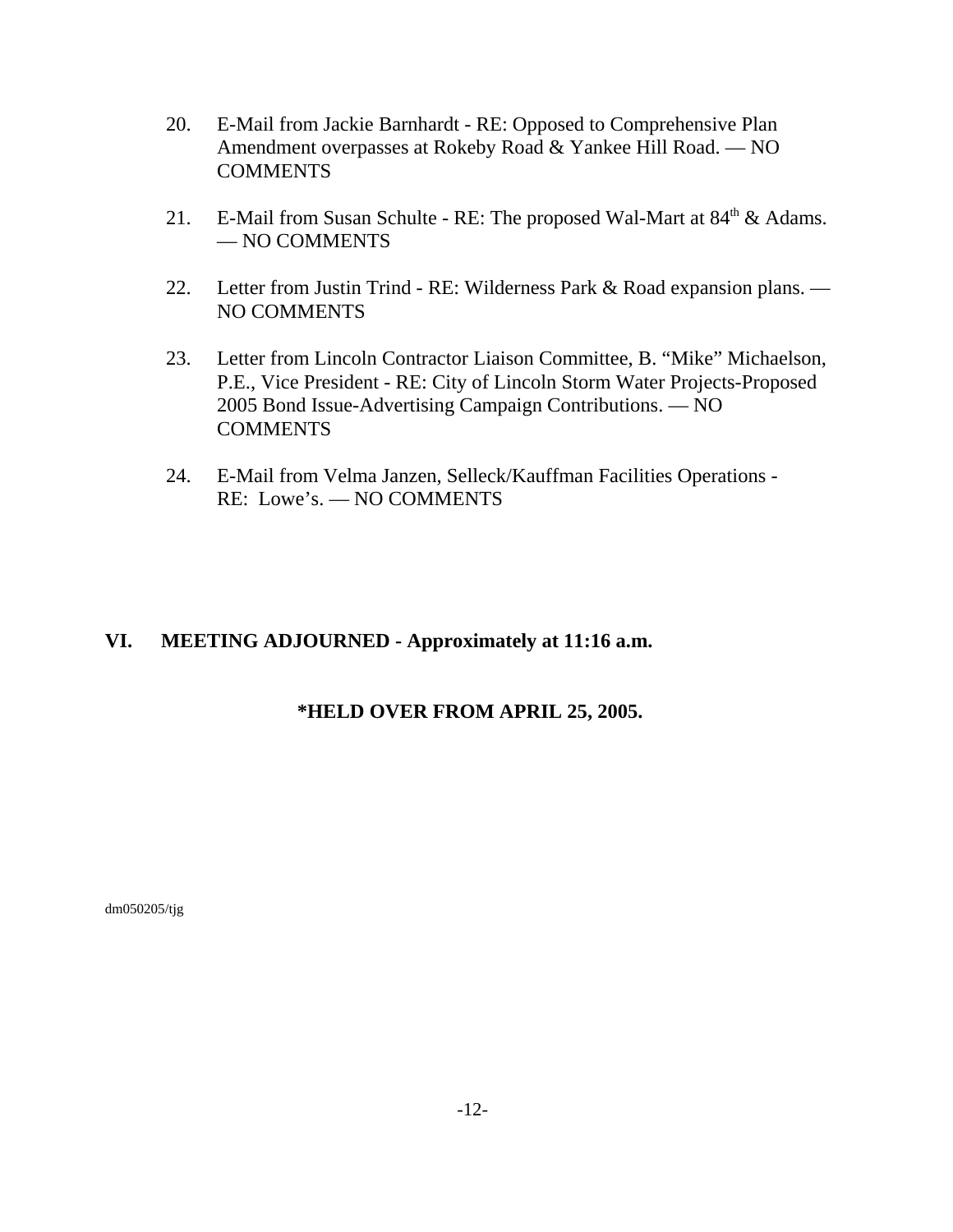20. E-Mail from Jackie Barnhardt - RE: Opposed to Comprehensive Plan Amendment overpasses at Rokeby Road & Yankee Hill Road. — NO COMMENTS

21. E-Mail from Susan Schulte - RE: The proposed Wal-Mart at 84th & Adams. — NO COMMENTS

22. Letter from Justin Trind - RE: Wilderness Park & Road expansion plans. — NO COMMENTS

23. Letter from Lincoln Contractor Liaison Committee, B. "Mike" Michaelson, P.E., Vice President - RE: City of Lincoln Storm Water Projects-Proposed 2005 Bond Issue-Advertising Campaign Contributions. — NO COMMENTS

24. E-Mail from Velma Janzen, Selleck/Kauffman Facilities Operations - RE: Lowe's. — NO COMMENTS

## VI. MEETING ADJOURNED - Approximately at 11:16 a.m.

**\*HELD OVER FROM APRIL 25, 2005.**

dm050205/tjg